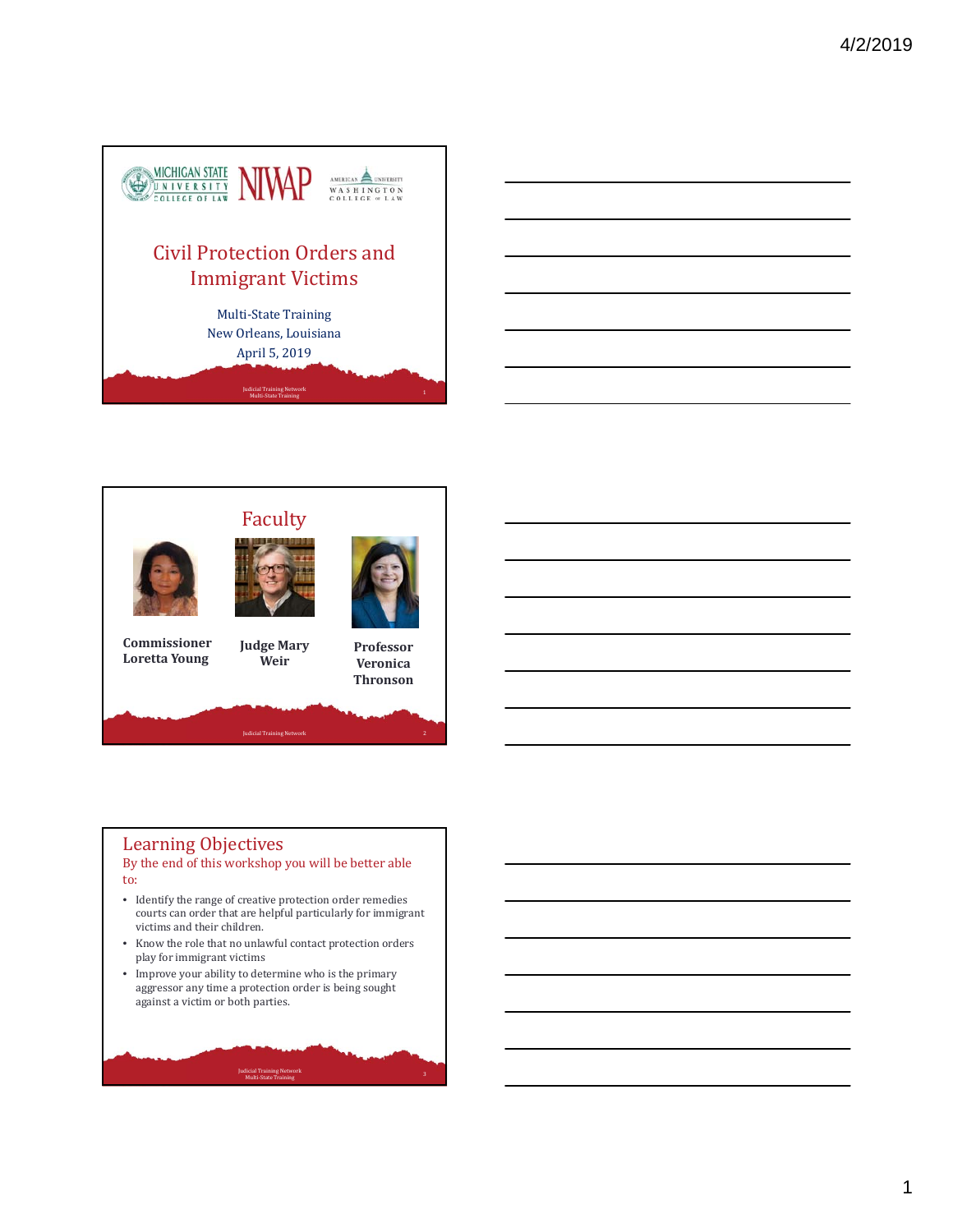# Civil Protection Orders and Immigrant Victims

Multi-State Training
New Orleans, Louisiana
April 5, 2019

Judicial Training Network
Multi-State Training

## Faculty

**Commissioner Loretta Young**

**Judge Mary Weir**

**Professor Veronica Thronson**

Judicial Training Network

## Learning Objectives

By the end of this workshop you will be better able to:

- Identify the range of creative protection order remedies courts can order that are helpful particularly for immigrant victims and their children.
- Know the role that no unlawful contact protection orders play for immigrant victims
- Improve your ability to determine who is the primary aggressor any time a protection order is being sought against a victim or both parties.

Judicial Training Network
Multi-State Training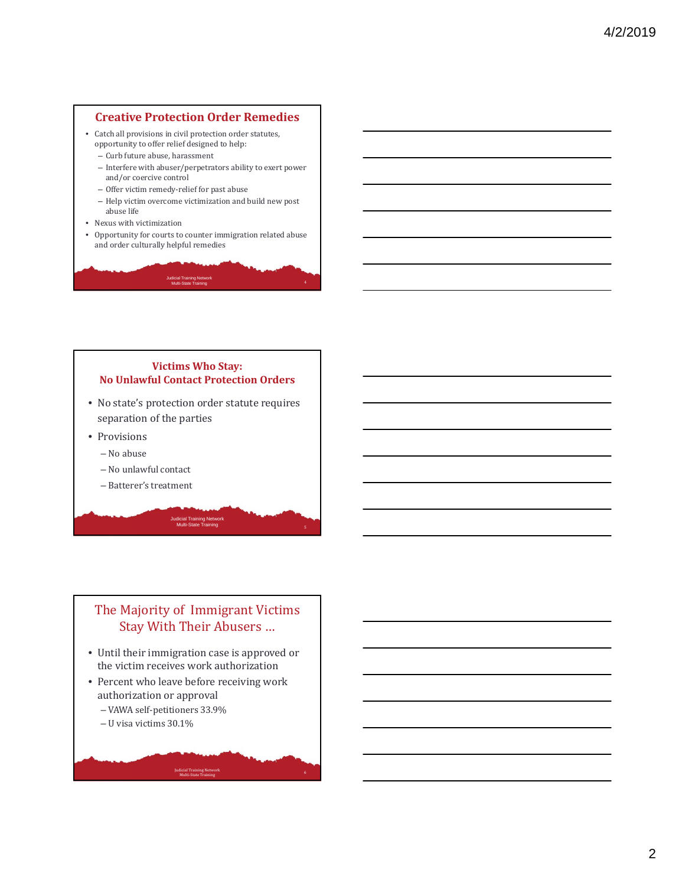## Creative Protection Order Remedies

- Catch all provisions in civil protection order statutes, opportunity to offer relief designed to help:
  - Curb future abuse, harassment
  - Interfere with abuser/perpetrators ability to exert power and/or coercive control
  - Offer victim remedy-relief for past abuse
  - Help victim overcome victimization and build new post abuse life
- Nexus with victimization
- Opportunity for courts to counter immigration related abuse and order culturally helpful remedies

## Victims Who Stay: No Unlawful Contact Protection Orders

- No state's protection order statute requires separation of the parties
- Provisions
  - No abuse
  - No unlawful contact
  - Batterer's treatment

## The Majority of Immigrant Victims Stay With Their Abusers …

- Until their immigration case is approved or the victim receives work authorization
- Percent who leave before receiving work authorization or approval
  - VAWA self-petitioners 33.9%
  - U visa victims 30.1%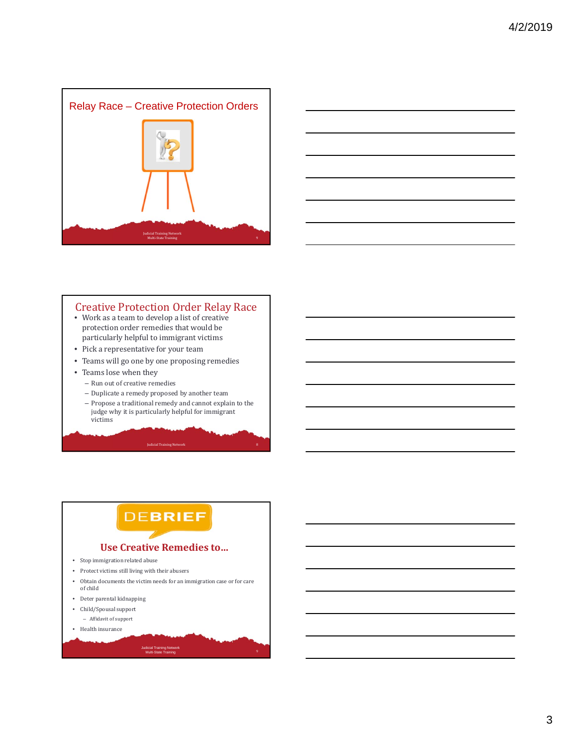## Relay Race – Creative Protection Orders

## Creative Protection Order Relay Race

- Work as a team to develop a list of creative protection order remedies that would be particularly helpful to immigrant victims
- Pick a representative for your team
- Teams will go one by one proposing remedies
- Teams lose when they
  - Run out of creative remedies
  - Duplicate a remedy proposed by another team
  - Propose a traditional remedy and cannot explain to the judge why it is particularly helpful for immigrant victims

## DEBRIEF

### Use Creative Remedies to…

- Stop immigration related abuse
- Protect victims still living with their abusers
- Obtain documents the victim needs for an immigration case or for care of child
- Deter parental kidnapping
- Child/Spousal support
  - Affidavit of support
- Health insurance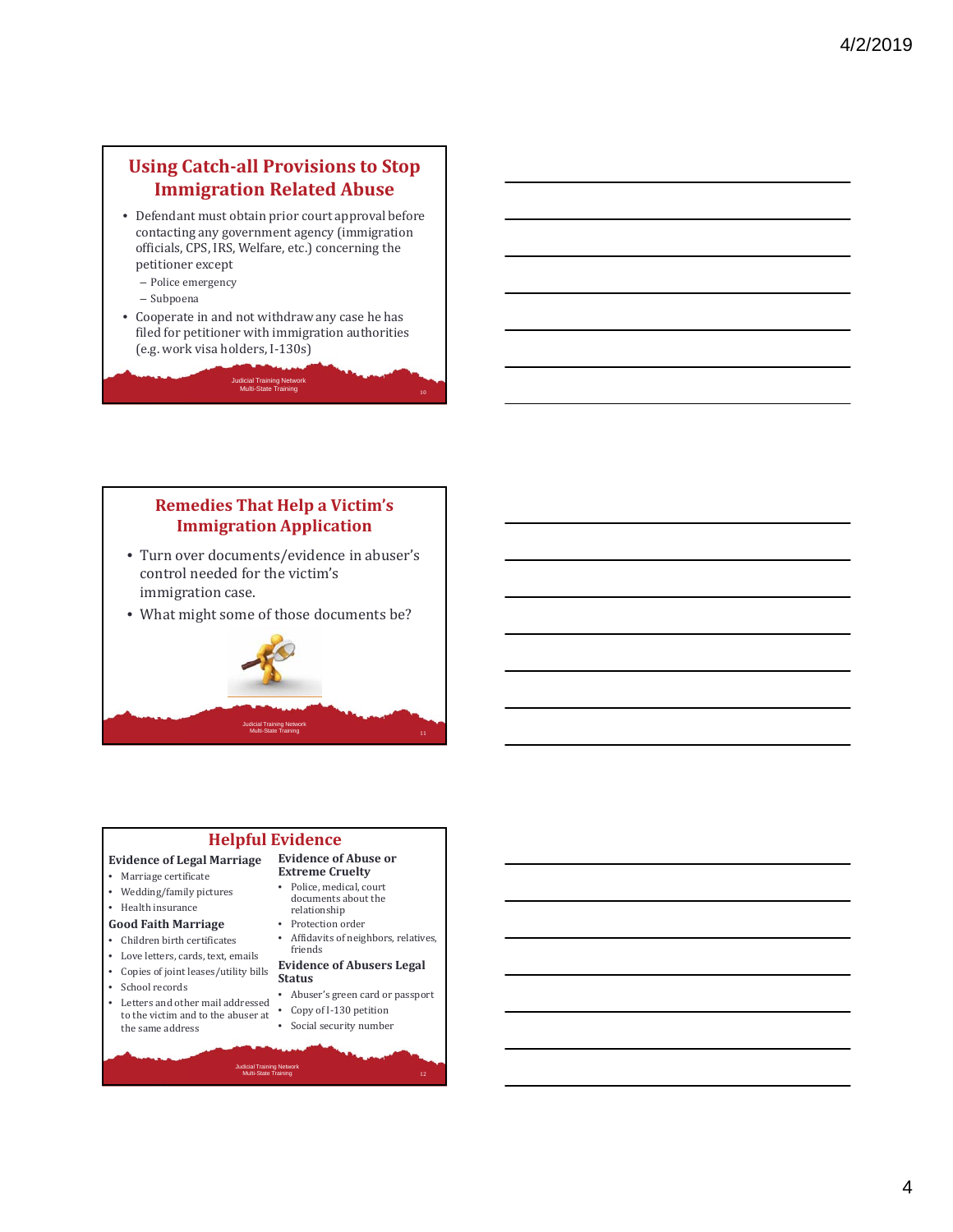## Using Catch-all Provisions to Stop Immigration Related Abuse

- Defendant must obtain prior court approval before contacting any government agency (immigration officials, CPS, IRS, Welfare, etc.) concerning the petitioner except
  - Police emergency
  - Subpoena
- Cooperate in and not withdraw any case he has filed for petitioner with immigration authorities (e.g. work visa holders, I-130s)

Judicial Training Network
Multi-State Training

## Remedies That Help a Victim's Immigration Application

- Turn over documents/evidence in abuser's control needed for the victim's immigration case.
- What might some of those documents be?

Judicial Training Network
Multi-State Training

## Helpful Evidence

**Evidence of Legal Marriage**

- Marriage certificate
- Wedding/family pictures
- Health insurance

**Good Faith Marriage**

- Children birth certificates
- Love letters, cards, text, emails
- Copies of joint leases/utility bills
- School records
- Letters and other mail addressed to the victim and to the abuser at the same address

**Evidence of Abuse or Extreme Cruelty**

- Police, medical, court documents about the relationship
- Protection order
- Affidavits of neighbors, relatives, friends

**Evidence of Abusers Legal Status**

- Abuser's green card or passport
- Copy of I-130 petition
- Social security number

Judicial Training Network
Multi-State Training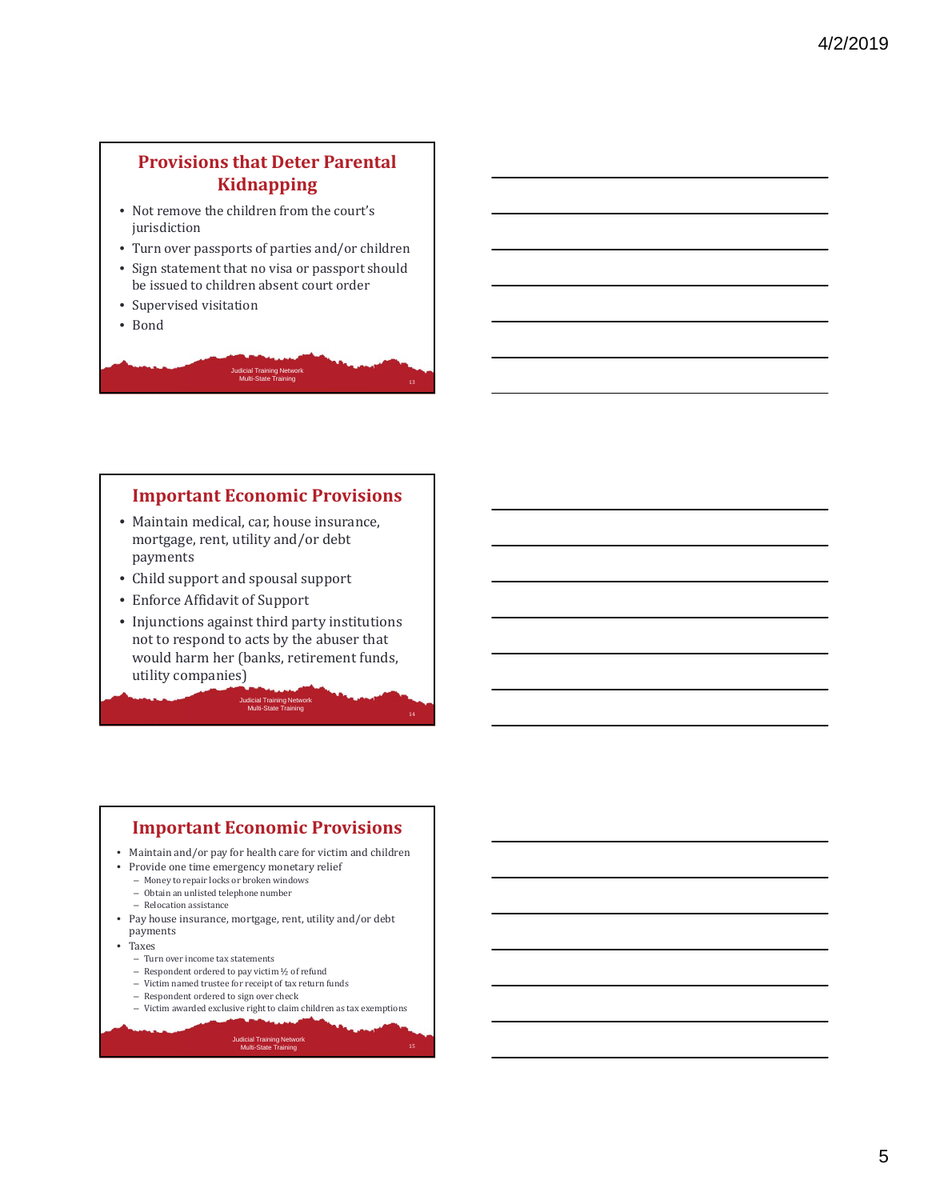## Provisions that Deter Parental Kidnapping

- Not remove the children from the court's jurisdiction
- Turn over passports of parties and/or children
- Sign statement that no visa or passport should be issued to children absent court order
- Supervised visitation
- Bond

## Important Economic Provisions

- Maintain medical, car, house insurance, mortgage, rent, utility and/or debt payments
- Child support and spousal support
- Enforce Affidavit of Support
- Injunctions against third party institutions not to respond to acts by the abuser that would harm her (banks, retirement funds, utility companies)

## Important Economic Provisions

- Maintain and/or pay for health care for victim and children
- Provide one time emergency monetary relief
  - Money to repair locks or broken windows
  - Obtain an unlisted telephone number
  - Relocation assistance
- Pay house insurance, mortgage, rent, utility and/or debt payments
- Taxes
  - Turn over income tax statements
  - Respondent ordered to pay victim ½ of refund
  - Victim named trustee for receipt of tax return funds
  - Respondent ordered to sign over check
  - Victim awarded exclusive right to claim children as tax exemptions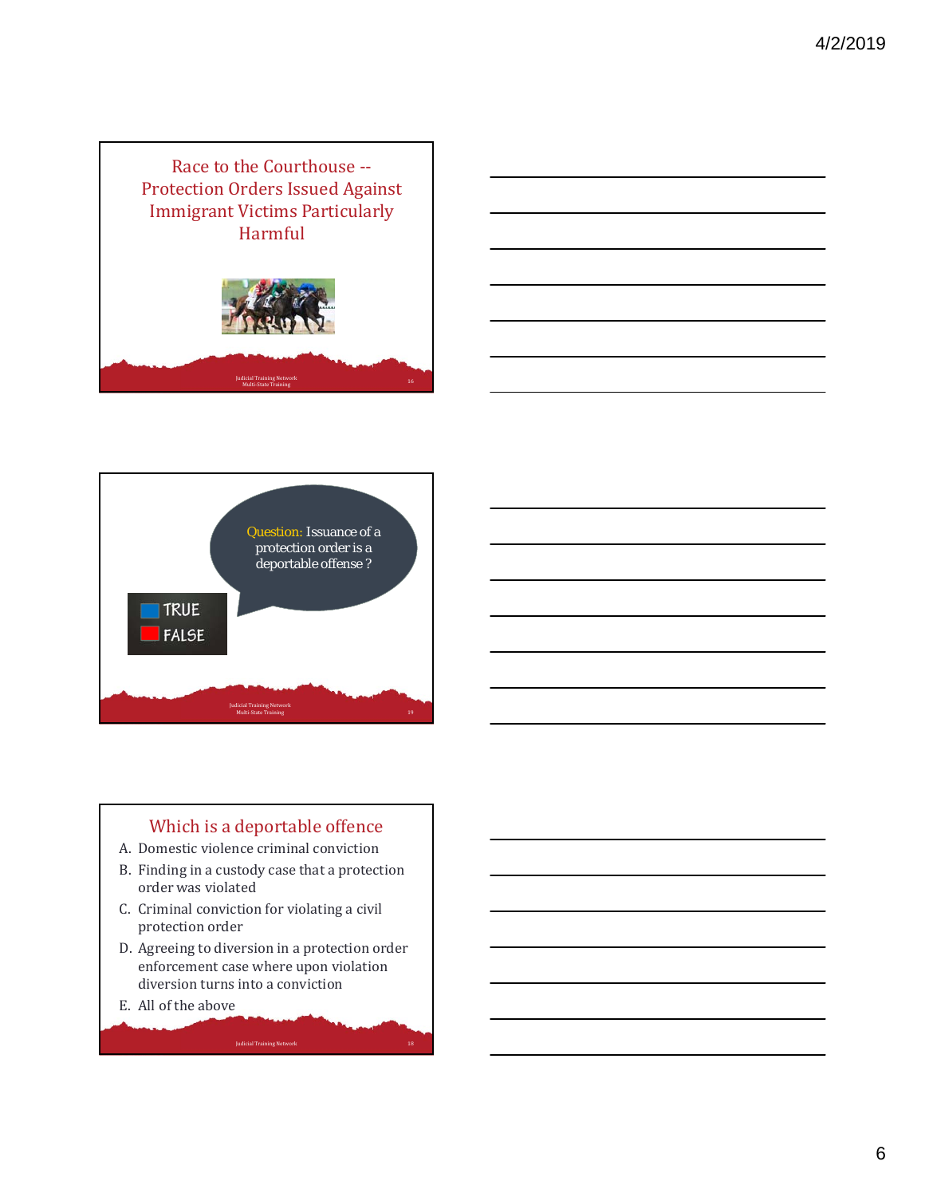## Race to the Courthouse -- Protection Orders Issued Against Immigrant Victims Particularly Harmful

Question: Issuance of a protection order is a deportable offense ?

- TRUE
- FALSE

## Which is a deportable offence

A. Domestic violence criminal conviction

B. Finding in a custody case that a protection order was violated

C. Criminal conviction for violating a civil protection order

D. Agreeing to diversion in a protection order enforcement case where upon violation diversion turns into a conviction

E. All of the above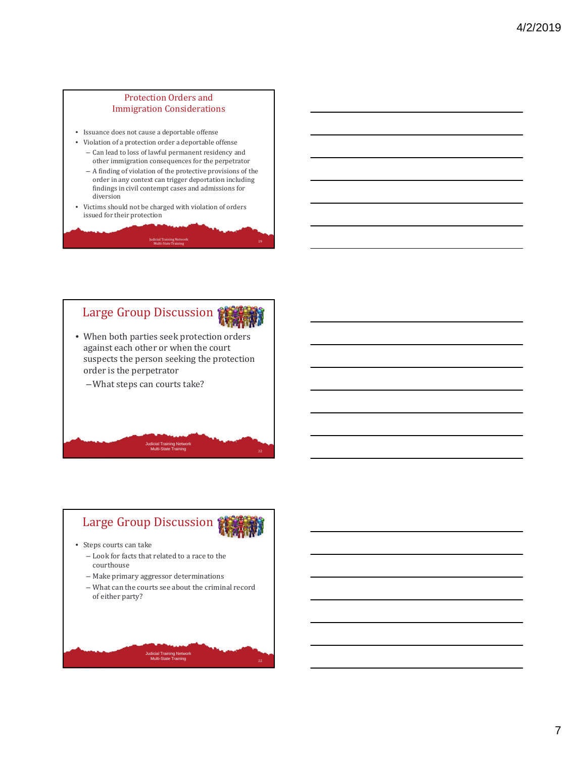## Protection Orders and Immigration Considerations

- Issuance does not cause a deportable offense
- Violation of a protection order a deportable offense
  - Can lead to loss of lawful permanent residency and other immigration consequences for the perpetrator
  - A finding of violation of the protective provisions of the order in any context can trigger deportation including findings in civil contempt cases and admissions for diversion
- Victims should not be charged with violation of orders issued for their protection

## Large Group Discussion

- When both parties seek protection orders against each other or when the court suspects the person seeking the protection order is the perpetrator
  - What steps can courts take?

## Large Group Discussion

- Steps courts can take
  - Look for facts that related to a race to the courthouse
  - Make primary aggressor determinations
  - What can the courts see about the criminal record of either party?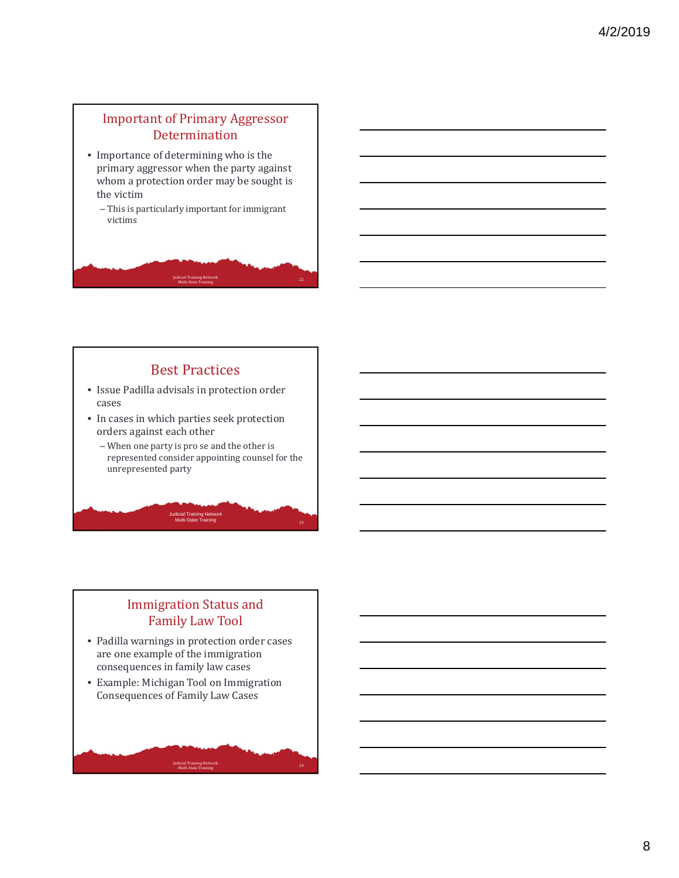## Important of Primary Aggressor Determination

- Importance of determining who is the primary aggressor when the party against whom a protection order may be sought is the victim
  - This is particularly important for immigrant victims

## Best Practices

- Issue Padilla advisals in protection order cases
- In cases in which parties seek protection orders against each other
  - When one party is pro se and the other is represented consider appointing counsel for the unrepresented party

## Immigration Status and Family Law Tool

- Padilla warnings in protection order cases are one example of the immigration consequences in family law cases
- Example: Michigan Tool on Immigration Consequences of Family Law Cases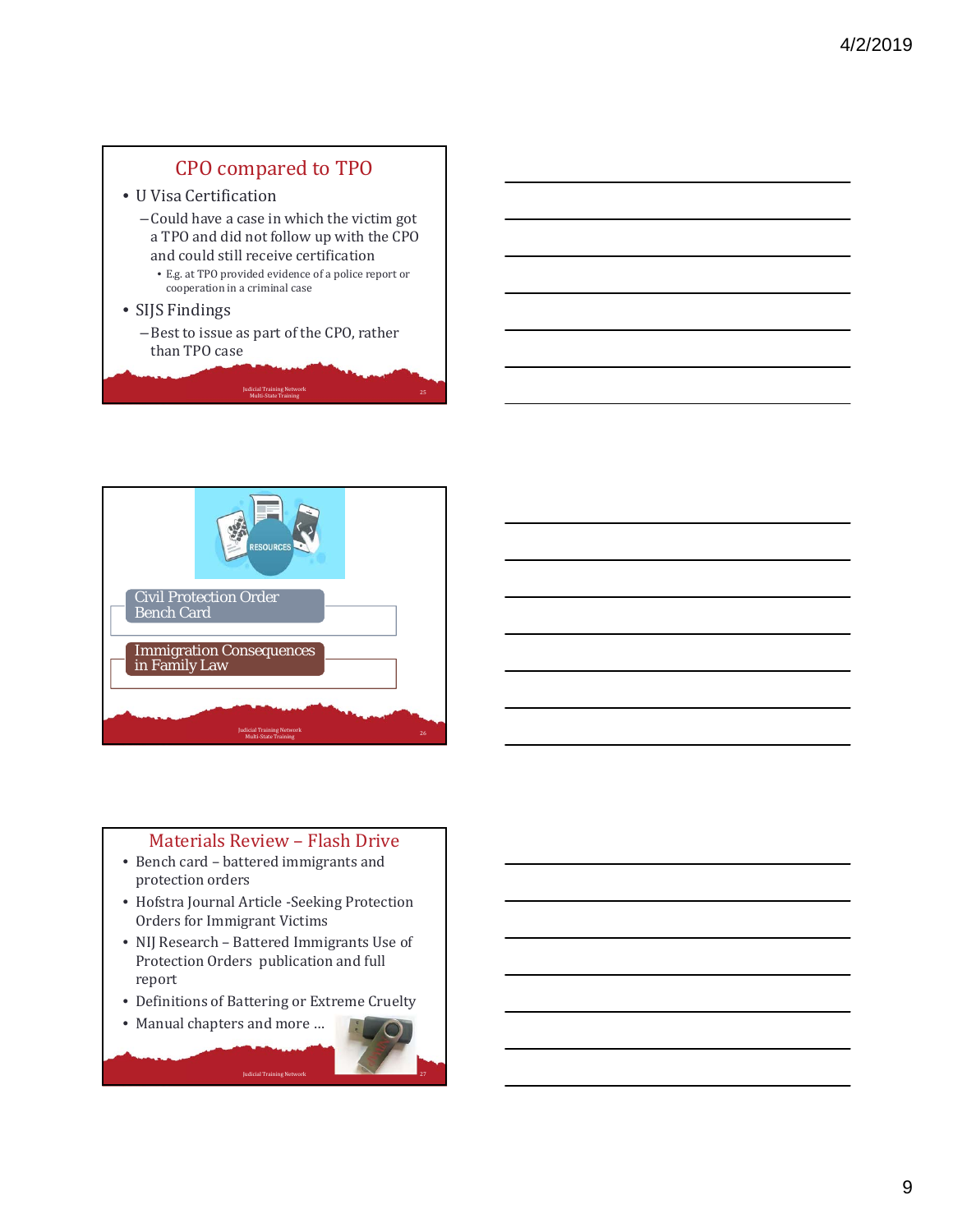## CPO compared to TPO

- U Visa Certification
  - Could have a case in which the victim got a TPO and did not follow up with the CPO and could still receive certification
    - E.g. at TPO provided evidence of a police report or cooperation in a criminal case
- SIJS Findings
  - Best to issue as part of the CPO, rather than TPO case

RESOURCES

Civil Protection Order Bench Card

Immigration Consequences in Family Law

## Materials Review – Flash Drive

- Bench card – battered immigrants and protection orders
- Hofstra Journal Article -Seeking Protection Orders for Immigrant Victims
- NIJ Research – Battered Immigrants Use of Protection Orders publication and full report
- Definitions of Battering or Extreme Cruelty
- Manual chapters and more …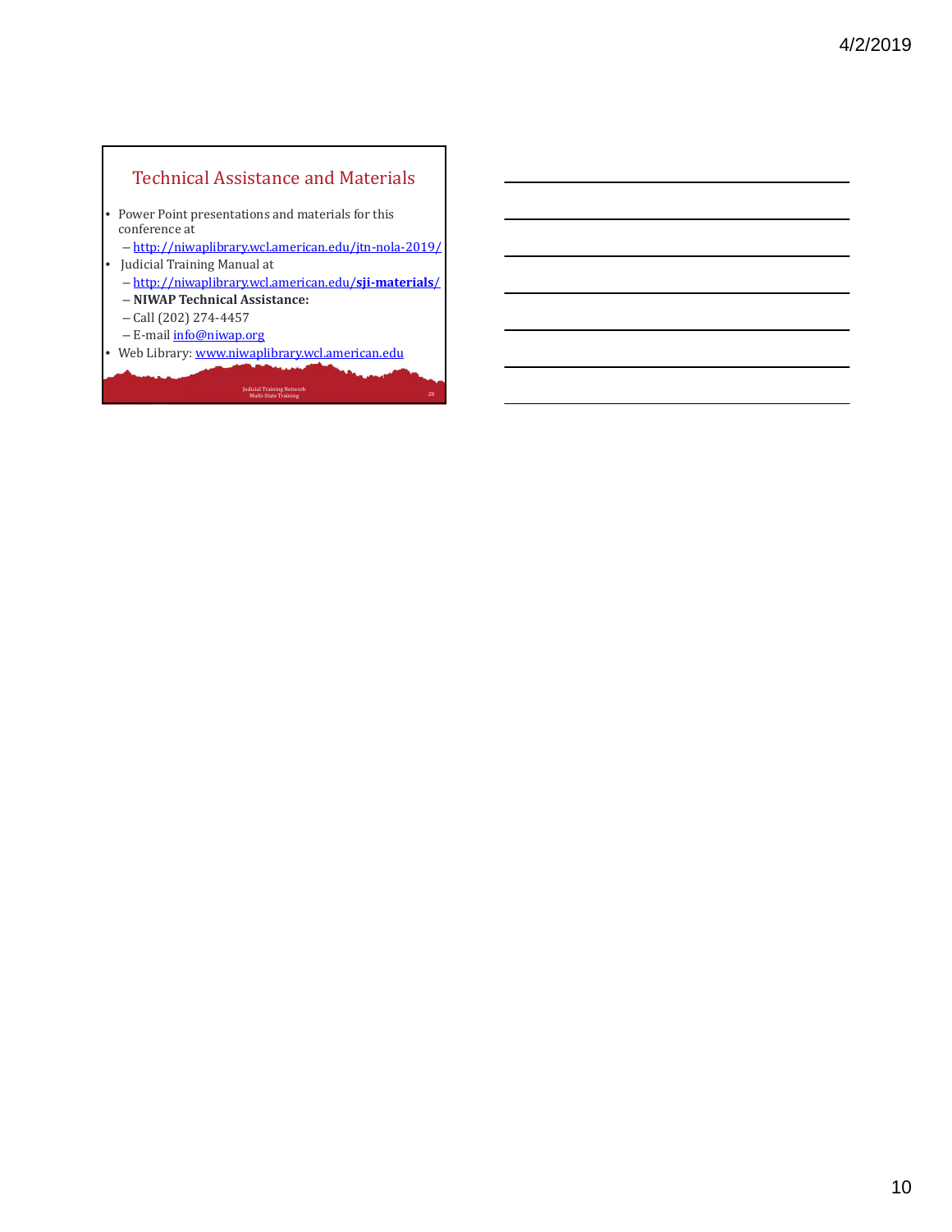## Technical Assistance and Materials

- Power Point presentations and materials for this conference at
  - http://niwaplibrary.wcl.american.edu/jtn-nola-2019/
- Judicial Training Manual at
  - http://niwaplibrary.wcl.american.edu/**sji-materials**/
  - **NIWAP Technical Assistance:**
  - Call (202) 274-4457
  - E-mail info@niwap.org
- Web Library: www.niwaplibrary.wcl.american.edu

Judicial Training Network
Multi-State Training